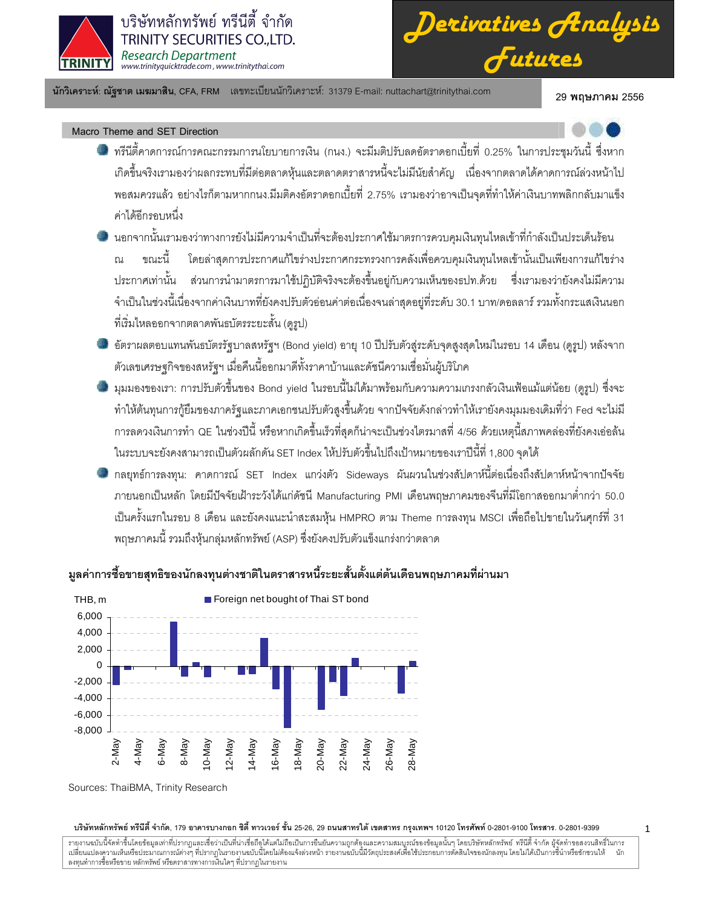บริษัทหลักทรัพย์ ทรีนีตี้ จำกัด
TRINITY SECURITIES CO.,LTD.
*Research Department*
www.trinityquicktrade.com , www.trinitythai.com

# Derivatives Analysis Futures

**นักวิเคราะห์: ณัฐชาต เมฆมาสิน**, CFA, FRM เลขทะเบียนนักวิเคราะห์: 31379 E-mail: nuttachart@trinitythai.com

**29 พฤษภาคม 2556**

## Macro Theme and SET Direction

- ทรีนีตี้คาดการณ์การคณะกรรมการนโยบายการเงิน (กนง.) จะมีมติปรับลดอัตราดอกเบี้ยที่ 0.25% ในการประชุมวันนี้ ซึ่งหากเกิดขึ้นจริงเรามองว่าผลกระทบที่มีต่อตลาดหุ้นและตลาดตราสารหนี้จะไม่มีนัยสำคัญ เนื่องจากตลาดได้คาดการณ์ล่วงหน้าไปพอสมควรแล้ว อย่างไรก็ตามหากกนง.มีมติคงอัตราดอกเบี้ยที่ 2.75% เรามองว่าอาจเป็นจุดที่ทำให้ค่าเงินบาทพลิกกลับมาแข็งค่าได้อีกรอบหนึ่ง
- นอกจากนั้นเรามองว่าทางการยังไม่มีความจำเป็นที่จะต้องประกาศใช้มาตรการควบคุมเงินทุนไหลเข้าที่กำลังเป็นประเด็นร้อน ณ ขณะนี้ โดยล่าสุดการประกาศแก้ไขร่างประกาศกระทรวงการคลังเพื่อควบคุมเงินทุนไหลเข้านั้นเป็นเพียงการแก้ไขร่างประกาศเท่านั้น ส่วนการนำมาตรการมาใช้ปฏิบัติจริงจะต้องขึ้นอยู่กับความเห็นของธปท.ด้วย ซึ่งเรามองว่ายังคงไม่มีความจำเป็นในช่วงนี้เนื่องจากค่าเงินบาทที่ยังคงปรับตัวอ่อนค่าต่อเนื่องจนล่าสุดอยู่ที่ระดับ 30.1 บาท/ดอลลาร์ รวมทั้งกระแสเงินนอกที่เริ่มไหลออกจากตลาดพันธบัตรระยะสั้น (ดูรูป)
- อัตราผลตอบแทนพันธบัตรรัฐบาลสหรัฐฯ (Bond yield) อายุ 10 ปีปรับตัวสู่ระดับจุดสูงสุดใหม่ในรอบ 14 เดือน (ดูรูป) หลังจากตัวเลขเศรษฐกิจของสหรัฐฯ เมื่อคืนนี้ออกมาดีทั้งราคาบ้านและดัชนีความเชื่อมั่นผู้บริโภค
- มุมมองของเรา: การปรับตัวขึ้นของ Bond yield ในรอบนี้ไม่ได้มาพร้อมกับความความเกรงกลัวเงินเฟ้อแม้แต่น้อย (ดูรูป) ซึ่งจะทำให้ต้นทุนการกู้ยืมของภาครัฐและภาคเอกชนปรับตัวสูงขึ้นด้วย จากปัจจัยดังกล่าวทำให้เรายังคงมุมมองเดิมที่ว่า Fed จะไม่มีการลดวงเงินการทำ QE ในช่วงปีนี้ หรือหากเกิดขึ้นเร็วที่สุดก็น่าจะเป็นช่วงไตรมาสที่ 4/56 ด้วยเหตุนี้สภาพคล่องที่ยังคงเอ่อล้นในระบบจะยังคงสามารถเป็นตัวผลักดัน SET Index ให้ปรับตัวขึ้นไปถึงเป้าหมายของเราปีนี้ที่ 1,800 จุดได้
- กลยุทธ์การลงทุน: คาดการณ์ SET Index แกว่งตัว Sideways ผันผวนในช่วงสัปดาห์นี้ต่อเนื่องถึงสัปดาห์หน้าจากปัจจัยภายนอกเป็นหลัก โดยมีปัจจัยเฝ้าระวังได้แก่ดัชนี Manufacturing PMI เดือนพฤษภาคมของจีนที่มีโอกาสออกมาต่ำกว่า 50.0 เป็นครั้งแรกในรอบ 8 เดือน และยังคงแนะนำสะสมหุ้น HMPRO ตาม Theme การลงทุน MSCI เพื่อถือไปขายในวันศุกร์ที่ 31 พฤษภาคมนี้ รวมถึงหุ้นกลุ่มหลักทรัพย์ (ASP) ซึ่งยังคงปรับตัวแข็งแกร่งกว่าตลาด

**มูลค่าการซื้อขายสุทธิของนักลงทุนต่างชาติในตราสารหนี้ระยะสั้นตั้งแต่ต้นเดือนพฤษภาคมที่ผ่านมา**

Sources: ThaiBMA, Trinity Research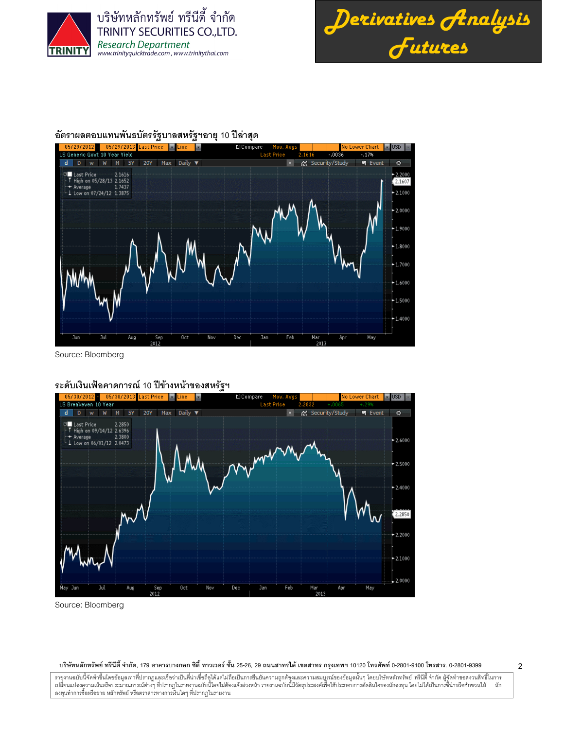อัตราผลตอบแทนพันธบัตรรัฐบาลสหรัฐฯอายุ 10 ปีล่าสุด

Source: Bloomberg

ระดับเงินเฟ้อคาดการณ์ 10 ปีข้างหน้าของสหรัฐฯ

Source: Bloomberg

**บริษัทหลักทรัพย์ ทรีนีตี้ จำกัด**, 179 **อาคารบางกอก ซิตี้ ทาวเวอร์ ชั้น** 25-26, 29 **ถนนสาทรใต้ เขตสาทร กรุงเทพฯ** 10120 **โทรศัพท์** 0-2801-9100 **โทรสาร.** 0-2801-9399

รายงานฉบับนี้จัดทำขึ้นโดยข้อมูลเท่าที่ปรากฏและเชื่อว่าเป็นที่น่าเชื่อถือได้แต่ไม่ถือเป็นการยืนยันความถูกต้องและความสมบูรณ์ของข้อมูลนั้นๆ โดยบริษัทหลักทรัพย์ ทรีนีตี้ จำกัด ผู้จัดทำขอสงวนสิทธิ์ในการเปลี่ยนแปลงความเห็นหรือประมาณการณ์ต่างๆ ที่ปรากฏในรายงานฉบับนี้โดยไม่ต้องแจ้งล่วงหน้า รายงานฉบับนี้มีวัตถุประสงค์เพื่อใช้ประกอบการตัดสินใจของนักลงทุน โดยไม่ได้เป็นการชี้นำหรือชักชวนให้ นักลงทุนทำการซื้อหรือขาย หลักทรัพย์ หรือตราสารทางการเงินใดๆ ที่ปรากฏในรายงาน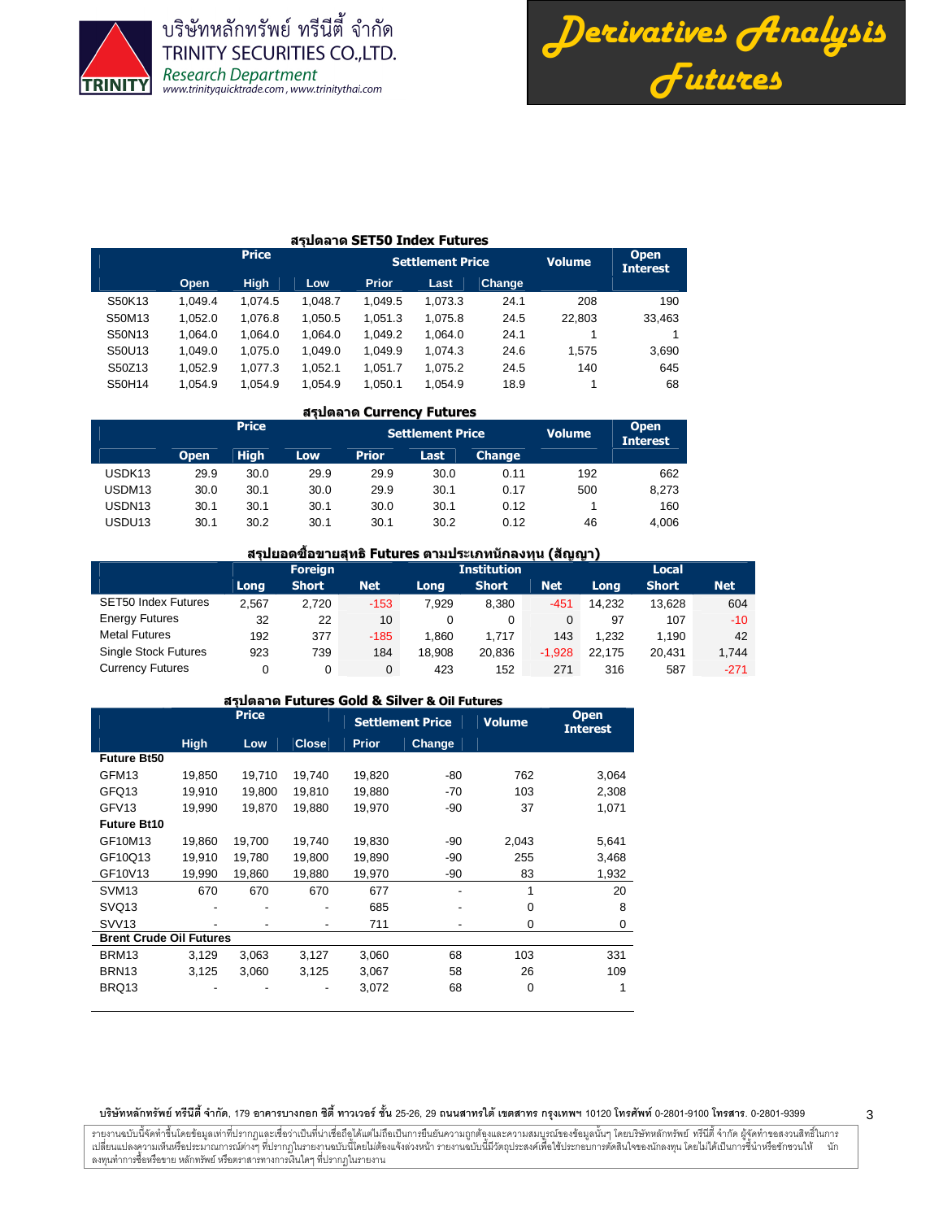บริษัทหลักทรัพย์ ทรีนีตี้ จำกัด
TRINITY SECURITIES CO.,LTD.
*Research Department*
www.trinityquicktrade.com , www.trinitythai.com

# Derivatives Analysis Futures

### สรุปตลาด SET50 Index Futures

| | Price | | | Settlement Price | | | Volume | Open Interest |
|---|---|---|---|---|---|---|---|---|
| | Open | High | Low | Prior | Last | Change | | |
| S50K13 | 1,049.4 | 1,074.5 | 1,048.7 | 1,049.5 | 1,073.3 | 24.1 | 208 | 190 |
| S50M13 | 1,052.0 | 1,076.8 | 1,050.5 | 1,051.3 | 1,075.8 | 24.5 | 22,803 | 33,463 |
| S50N13 | 1,064.0 | 1,064.0 | 1,064.0 | 1,049.2 | 1,064.0 | 24.1 | 1 | 1 |
| S50U13 | 1,049.0 | 1,075.0 | 1,049.0 | 1,049.9 | 1,074.3 | 24.6 | 1,575 | 3,690 |
| S50Z13 | 1,052.9 | 1,077.3 | 1,052.1 | 1,051.7 | 1,075.2 | 24.5 | 140 | 645 |
| S50H14 | 1,054.9 | 1,054.9 | 1,054.9 | 1,050.1 | 1,054.9 | 18.9 | 1 | 68 |

### สรุปตลาด Currency Futures

| | Price | | | Settlement Price | | | Volume | Open Interest |
|---|---|---|---|---|---|---|---|---|
| | Open | High | Low | Prior | Last | Change | | |
| USDK13 | 29.9 | 30.0 | 29.9 | 29.9 | 30.0 | 0.11 | 192 | 662 |
| USDM13 | 30.0 | 30.1 | 30.0 | 29.9 | 30.1 | 0.17 | 500 | 8,273 |
| USDN13 | 30.1 | 30.1 | 30.1 | 30.0 | 30.1 | 0.12 | 1 | 160 |
| USDU13 | 30.1 | 30.2 | 30.1 | 30.1 | 30.2 | 0.12 | 46 | 4,006 |

### สรุปยอดซื้อขายสุทธิ Futures ตามประเภทนักลงทุน (สัญญา)

| | Foreign | | | Institution | | | Local | | |
|---|---|---|---|---|---|---|---|---|---|
| | Long | Short | Net | Long | Short | Net | Long | Short | Net |
| SET50 Index Futures | 2,567 | 2,720 | -153 | 7,929 | 8,380 | -451 | 14,232 | 13,628 | 604 |
| Energy Futures | 32 | 22 | 10 | 0 | 0 | 0 | 97 | 107 | -10 |
| Metal Futures | 192 | 377 | -185 | 1,860 | 1,717 | 143 | 1,232 | 1,190 | 42 |
| Single Stock Futures | 923 | 739 | 184 | 18,908 | 20,836 | -1,928 | 22,175 | 20,431 | 1,744 |
| Currency Futures | 0 | 0 | 0 | 423 | 152 | 271 | 316 | 587 | -271 |

### สรุปตลาด Futures Gold & Silver & Oil Futures

| | Price | | | Settlement Price | | Volume | Open Interest |
|---|---|---|---|---|---|---|---|
| | High | Low | Close | Prior | Change | | |
| **Future Bt50** | | | | | | | |
| GFM13 | 19,850 | 19,710 | 19,740 | 19,820 | -80 | 762 | 3,064 |
| GFQ13 | 19,910 | 19,800 | 19,810 | 19,880 | -70 | 103 | 2,308 |
| GFV13 | 19,990 | 19,870 | 19,880 | 19,970 | -90 | 37 | 1,071 |
| **Future Bt10** | | | | | | | |
| GF10M13 | 19,860 | 19,700 | 19,740 | 19,830 | -90 | 2,043 | 5,641 |
| GF10Q13 | 19,910 | 19,780 | 19,800 | 19,890 | -90 | 255 | 3,468 |
| GF10V13 | 19,990 | 19,860 | 19,880 | 19,970 | -90 | 83 | 1,932 |
| SVM13 | 670 | 670 | 670 | 677 | - | 1 | 20 |
| SVQ13 | - | - | - | 685 | - | 0 | 8 |
| SVV13 | - | - | - | 711 | - | 0 | 0 |
| **Brent Crude Oil Futures** | | | | | | | |
| BRM13 | 3,129 | 3,063 | 3,127 | 3,060 | 68 | 103 | 331 |
| BRN13 | 3,125 | 3,060 | 3,125 | 3,067 | 58 | 26 | 109 |
| BRQ13 | - | - | - | 3,072 | 68 | 0 | 1 |

**บริษัทหลักทรัพย์ ทรีนีตี้ จำกัด**, 179 **อาคารบางกอก ซิตี้ ทาวเวอร์ ชั้น** 25-26, 29 **ถนนสาทรใต้ เขตสาทร กรุงเทพฯ** 10120 **โทรศัพท์** 0-2801-9100 **โทรสาร.** 0-2801-9399

รายงานฉบับนี้จัดทำขึ้นโดยข้อมูลเท่าที่ปรากฏและเชื่อว่าเป็นที่น่าเชื่อถือได้แต่ไม่ถือเป็นการยืนยันความถูกต้องและความสมบูรณ์ของข้อมูลนั้นๆ โดยบริษัทหลักทรัพย์ ทรีนีตี้ จำกัด ผู้จัดทำขอสงวนสิทธิ์ในการเปลี่ยนแปลงความเห็นหรือประมาณการณ์ต่างๆ ที่ปรากฏในรายงานฉบับนี้โดยไม่ต้องแจ้งล่วงหน้า รายงานฉบับนี้มีวัตถุประสงค์เพื่อใช้ประกอบการตัดสินใจของนักลงทุน โดยไม่ได้เป็นการชี้นำหรือชักชวนให้ นักลงทุนทำการซื้อหรือขาย หลักทรัพย์ หรือตราสารทางการเงินใดๆ ที่ปรากฏในรายงาน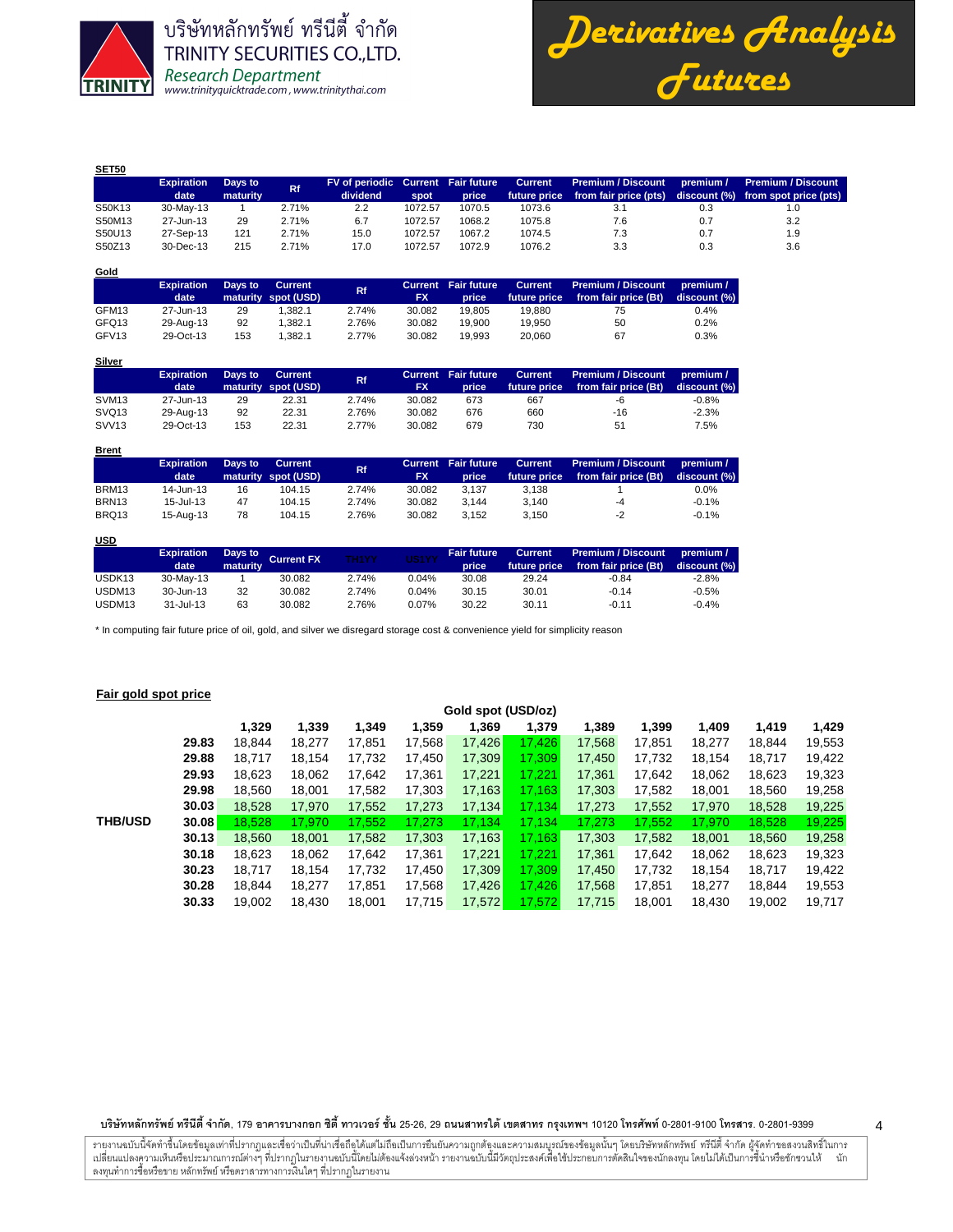บริษัทหลักทรัพย์ ทรีนีตี้ จำกัด
TRINITY SECURITIES CO.,LTD.
Research Department
www.trinityquicktrade.com , www.trinitythai.com

# Derivatives Analysis Futures

**SET50**

| | Expiration date | Days to maturity | Rf | FV of periodic dividend | Current spot | Fair future price | Current future price | Premium / Discount from fair price (pts) | premium / discount (%) | Premium / Discount from spot price (pts) |
|---|---|---|---|---|---|---|---|---|---|---|
| S50K13 | 30-May-13 | 1 | 2.71% | 2.2 | 1072.57 | 1070.5 | 1073.6 | 3.1 | 0.3 | 1.0 |
| S50M13 | 27-Jun-13 | 29 | 2.71% | 6.7 | 1072.57 | 1068.2 | 1075.8 | 7.6 | 0.7 | 3.2 |
| S50U13 | 27-Sep-13 | 121 | 2.71% | 15.0 | 1072.57 | 1067.2 | 1074.5 | 7.3 | 0.7 | 1.9 |
| S50Z13 | 30-Dec-13 | 215 | 2.71% | 17.0 | 1072.57 | 1072.9 | 1076.2 | 3.3 | 0.3 | 3.6 |

**Gold**

| | Expiration date | Days to maturity | Current spot (USD) | Rf | Current FX | Fair future price | Current future price | Premium / Discount from fair price (Bt) | premium / discount (%) |
|---|---|---|---|---|---|---|---|---|---|
| GFM13 | 27-Jun-13 | 29 | 1,382.1 | 2.74% | 30.082 | 19,805 | 19,880 | 75 | 0.4% |
| GFQ13 | 29-Aug-13 | 92 | 1,382.1 | 2.76% | 30.082 | 19,900 | 19,950 | 50 | 0.2% |
| GFV13 | 29-Oct-13 | 153 | 1,382.1 | 2.77% | 30.082 | 19,993 | 20,060 | 67 | 0.3% |

**Silver**

| | Expiration date | Days to maturity | Current spot (USD) | Rf | Current FX | Fair future price | Current future price | Premium / Discount from fair price (Bt) | premium / discount (%) |
|---|---|---|---|---|---|---|---|---|---|
| SVM13 | 27-Jun-13 | 29 | 22.31 | 2.74% | 30.082 | 673 | 667 | -6 | -0.8% |
| SVQ13 | 29-Aug-13 | 92 | 22.31 | 2.76% | 30.082 | 676 | 660 | -16 | -2.3% |
| SVV13 | 29-Oct-13 | 153 | 22.31 | 2.77% | 30.082 | 679 | 730 | 51 | 7.5% |

**Brent**

| | Expiration date | Days to maturity | Current spot (USD) | Rf | Current FX | Fair future price | Current future price | Premium / Discount from fair price (Bt) | premium / discount (%) |
|---|---|---|---|---|---|---|---|---|---|
| BRM13 | 14-Jun-13 | 16 | 104.15 | 2.74% | 30.082 | 3,137 | 3,138 | 1 | 0.0% |
| BRN13 | 15-Jul-13 | 47 | 104.15 | 2.74% | 30.082 | 3,144 | 3,140 | -4 | -0.1% |
| BRQ13 | 15-Aug-13 | 78 | 104.15 | 2.76% | 30.082 | 3,152 | 3,150 | -2 | -0.1% |

**USD**

| | Expiration date | Days to maturity | Current FX | TH1YY | US1YY | Fair future price | Current future price | Premium / Discount from fair price (Bt) | premium / discount (%) |
|---|---|---|---|---|---|---|---|---|---|
| USDK13 | 30-May-13 | 1 | 30.082 | 2.74% | 0.04% | 30.08 | 29.24 | -0.84 | -2.8% |
| USDM13 | 30-Jun-13 | 32 | 30.082 | 2.74% | 0.04% | 30.15 | 30.01 | -0.14 | -0.5% |
| USDM13 | 31-Jul-13 | 63 | 30.082 | 2.76% | 0.07% | 30.22 | 30.11 | -0.11 | -0.4% |

* In computing fair future price of oil, gold, and silver we disregard storage cost & convenience yield for simplicity reason

**Fair gold spot price**

| | | Gold spot (USD/oz) | | | | | | | | | | |
|---|---|---|---|---|---|---|---|---|---|---|---|---|
| | | 1,329 | 1,339 | 1,349 | 1,359 | 1,369 | 1,379 | 1,389 | 1,399 | 1,409 | 1,419 | 1,429 |
| | 29.83 | 18,844 | 18,277 | 17,851 | 17,568 | 17,426 | 17,426 | 17,568 | 17,851 | 18,277 | 18,844 | 19,553 |
| | 29.88 | 18,717 | 18,154 | 17,732 | 17,450 | 17,309 | 17,309 | 17,450 | 17,732 | 18,154 | 18,717 | 19,422 |
| | 29.93 | 18,623 | 18,062 | 17,642 | 17,361 | 17,221 | 17,221 | 17,361 | 17,642 | 18,062 | 18,623 | 19,323 |
| | 29.98 | 18,560 | 18,001 | 17,582 | 17,303 | 17,163 | 17,163 | 17,303 | 17,582 | 18,001 | 18,560 | 19,258 |
| | 30.03 | 18,528 | 17,970 | 17,552 | 17,273 | 17,134 | 17,134 | 17,273 | 17,552 | 17,970 | 18,528 | 19,225 |
| THB/USD | 30.08 | 18,528 | 17,970 | 17,552 | 17,273 | 17,134 | 17,134 | 17,273 | 17,552 | 17,970 | 18,528 | 19,225 |
| | 30.13 | 18,560 | 18,001 | 17,582 | 17,303 | 17,163 | 17,163 | 17,303 | 17,582 | 18,001 | 18,560 | 19,258 |
| | 30.18 | 18,623 | 18,062 | 17,642 | 17,361 | 17,221 | 17,221 | 17,361 | 17,642 | 18,062 | 18,623 | 19,323 |
| | 30.23 | 18,717 | 18,154 | 17,732 | 17,450 | 17,309 | 17,309 | 17,450 | 17,732 | 18,154 | 18,717 | 19,422 |
| | 30.28 | 18,844 | 18,277 | 17,851 | 17,568 | 17,426 | 17,426 | 17,568 | 17,851 | 18,277 | 18,844 | 19,553 |
| | 30.33 | 19,002 | 18,430 | 18,001 | 17,715 | 17,572 | 17,572 | 17,715 | 18,001 | 18,430 | 19,002 | 19,717 |

**บริษัทหลักทรัพย์ ทรีนีตี้ จำกัด**, 179 **อาคารบางกอก ซิตี้ ทาวเวอร์ ชั้น** 25-26, 29 **ถนนสาทรใต้ เขตสาทร กรุงเทพฯ** 10120 **โทรศัพท์** 0-2801-9100 **โทรสาร.** 0-2801-9399

รายงานฉบับนี้จัดทำขึ้นโดยข้อมูลเท่าที่ปรากฏและเชื่อว่าเป็นที่น่าเชื่อถือได้แต่ไม่ถือเป็นการยืนยันความถูกต้องและความสมบูรณ์ของข้อมูลนั้นๆ โดยบริษัทหลักทรัพย์ ทรีนีตี้ จำกัด ผู้จัดทำขอสงวนสิทธิ์ในการเปลี่ยนแปลงความเห็นหรือประมาณการณ์ต่างๆ ที่ปรากฏในรายงานฉบับนี้โดยไม่ต้องแจ้งล่วงหน้า รายงานฉบับนี้มีวัตถุประสงค์เพื่อใช้ประกอบการตัดสินใจของนักลงทุน โดยไม่ได้เป็นการชี้นำหรือชักชวนให้ นักลงทุนทำการซื้อหรือขาย หลักทรัพย์ หรือตราสารทางการเงินใดๆ ที่ปรากฏในรายงาน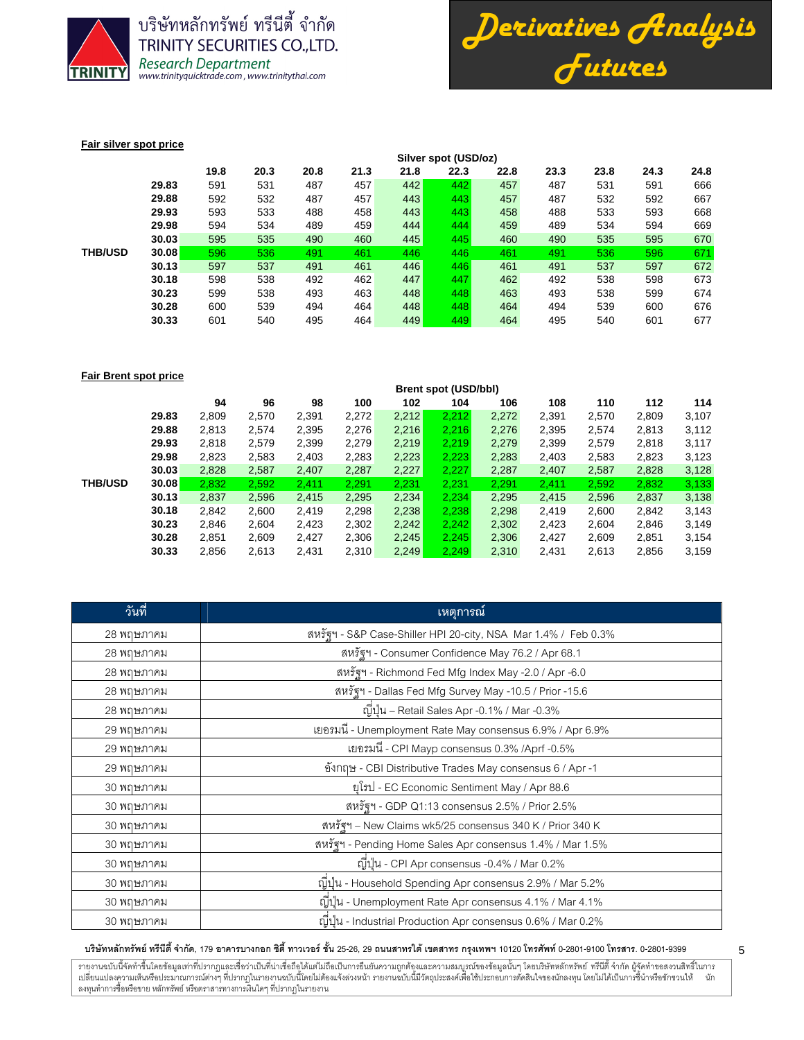**Fair silver spot price**

| | | Silver spot (USD/oz) | | | | | | | | | | |
|---|---|---|---|---|---|---|---|---|---|---|---|---|
| | | 19.8 | 20.3 | 20.8 | 21.3 | 21.8 | 22.3 | 22.8 | 23.3 | 23.8 | 24.3 | 24.8 |
| | 29.83 | 591 | 531 | 487 | 457 | 442 | 442 | 457 | 487 | 531 | 591 | 666 |
| | 29.88 | 592 | 532 | 487 | 457 | 443 | 443 | 457 | 487 | 532 | 592 | 667 |
| | 29.93 | 593 | 533 | 488 | 458 | 443 | 443 | 458 | 488 | 533 | 593 | 668 |
| | 29.98 | 594 | 534 | 489 | 459 | 444 | 444 | 459 | 489 | 534 | 594 | 669 |
| | 30.03 | 595 | 535 | 490 | 460 | 445 | 445 | 460 | 490 | 535 | 595 | 670 |
| THB/USD | 30.08 | 596 | 536 | 491 | 461 | 446 | 446 | 461 | 491 | 536 | 596 | 671 |
| | 30.13 | 597 | 537 | 491 | 461 | 446 | 446 | 461 | 491 | 537 | 597 | 672 |
| | 30.18 | 598 | 538 | 492 | 462 | 447 | 447 | 462 | 492 | 538 | 598 | 673 |
| | 30.23 | 599 | 538 | 493 | 463 | 448 | 448 | 463 | 493 | 538 | 599 | 674 |
| | 30.28 | 600 | 539 | 494 | 464 | 448 | 448 | 464 | 494 | 539 | 600 | 676 |
| | 30.33 | 601 | 540 | 495 | 464 | 449 | 449 | 464 | 495 | 540 | 601 | 677 |

**Fair Brent spot price**

| | | Brent spot (USD/bbl) | | | | | | | | | | |
|---|---|---|---|---|---|---|---|---|---|---|---|---|
| | | 94 | 96 | 98 | 100 | 102 | 104 | 106 | 108 | 110 | 112 | 114 |
| | 29.83 | 2,809 | 2,570 | 2,391 | 2,272 | 2,212 | 2,212 | 2,272 | 2,391 | 2,570 | 2,809 | 3,107 |
| | 29.88 | 2,813 | 2,574 | 2,395 | 2,276 | 2,216 | 2,216 | 2,276 | 2,395 | 2,574 | 2,813 | 3,112 |
| | 29.93 | 2,818 | 2,579 | 2,399 | 2,279 | 2,219 | 2,219 | 2,279 | 2,399 | 2,579 | 2,818 | 3,117 |
| | 29.98 | 2,823 | 2,583 | 2,403 | 2,283 | 2,223 | 2,223 | 2,283 | 2,403 | 2,583 | 2,823 | 3,123 |
| | 30.03 | 2,828 | 2,587 | 2,407 | 2,287 | 2,227 | 2,227 | 2,287 | 2,407 | 2,587 | 2,828 | 3,128 |
| THB/USD | 30.08 | 2,832 | 2,592 | 2,411 | 2,291 | 2,231 | 2,231 | 2,291 | 2,411 | 2,592 | 2,832 | 3,133 |
| | 30.13 | 2,837 | 2,596 | 2,415 | 2,295 | 2,234 | 2,234 | 2,295 | 2,415 | 2,596 | 2,837 | 3,138 |
| | 30.18 | 2,842 | 2,600 | 2,419 | 2,298 | 2,238 | 2,238 | 2,298 | 2,419 | 2,600 | 2,842 | 3,143 |
| | 30.23 | 2,846 | 2,604 | 2,423 | 2,302 | 2,242 | 2,242 | 2,302 | 2,423 | 2,604 | 2,846 | 3,149 |
| | 30.28 | 2,851 | 2,609 | 2,427 | 2,306 | 2,245 | 2,245 | 2,306 | 2,427 | 2,609 | 2,851 | 3,154 |
| | 30.33 | 2,856 | 2,613 | 2,431 | 2,310 | 2,249 | 2,249 | 2,310 | 2,431 | 2,613 | 2,856 | 3,159 |

| วันที่ | เหตุการณ์ |
|---|---|
| 28 พฤษภาคม | สหรัฐฯ - S&P Case-Shiller HPI 20-city, NSA Mar 1.4% / Feb 0.3% |
| 28 พฤษภาคม | สหรัฐฯ - Consumer Confidence May 76.2 / Apr 68.1 |
| 28 พฤษภาคม | สหรัฐฯ - Richmond Fed Mfg Index May -2.0 / Apr -6.0 |
| 28 พฤษภาคม | สหรัฐฯ - Dallas Fed Mfg Survey May -10.5 / Prior -15.6 |
| 28 พฤษภาคม | ญี่ปุ่น – Retail Sales Apr -0.1% / Mar -0.3% |
| 29 พฤษภาคม | เยอรมนี - Unemployment Rate May consensus 6.9% / Apr 6.9% |
| 29 พฤษภาคม | เยอรมนี - CPI Mayp consensus 0.3% /Aprf -0.5% |
| 29 พฤษภาคม | อังกฤษ - CBI Distributive Trades May consensus 6 / Apr -1 |
| 30 พฤษภาคม | ยุโรป - EC Economic Sentiment May / Apr 88.6 |
| 30 พฤษภาคม | สหรัฐฯ - GDP Q1:13 consensus 2.5% / Prior 2.5% |
| 30 พฤษภาคม | สหรัฐฯ – New Claims wk5/25 consensus 340 K / Prior 340 K |
| 30 พฤษภาคม | สหรัฐฯ - Pending Home Sales Apr consensus 1.4% / Mar 1.5% |
| 30 พฤษภาคม | ญี่ปุ่น - CPI Apr consensus -0.4% / Mar 0.2% |
| 30 พฤษภาคม | ญี่ปุ่น - Household Spending Apr consensus 2.9% / Mar 5.2% |
| 30 พฤษภาคม | ญี่ปุ่น - Unemployment Rate Apr consensus 4.1% / Mar 4.1% |
| 30 พฤษภาคม | ญี่ปุ่น - Industrial Production Apr consensus 0.6% / Mar 0.2% |

รายงานฉบับนี้จัดทำขึ้นโดยข้อมูลเท่าที่ปรากฏและเชื่อว่าเป็นที่น่าเชื่อถือได้แต่ไม่ถือเป็นการยืนยันความถูกต้องและความสมบูรณ์ของข้อมูลนั้นๆ โดยบริษัทหลักทรัพย์ ทรีนีตี้ จำกัด ผู้จัดทำขอสงวนสิทธิ์ในการเปลี่ยนแปลงความเห็นหรือประมาณการณ์ต่างๆ ที่ปรากฏในรายงานฉบับนี้โดยไม่ต้องแจ้งล่วงหน้า รายงานฉบับนี้มีวัตถุประสงค์เพื่อใช้ประกอบการตัดสินใจของนักลงทุน โดยไม่ได้เป็นการชี้นำหรือชักชวนให้ นักลงทุนทำการซื้อหรือขาย หลักทรัพย์ หรือตราสารทางการเงินใดๆ ที่ปรากฏในรายงาน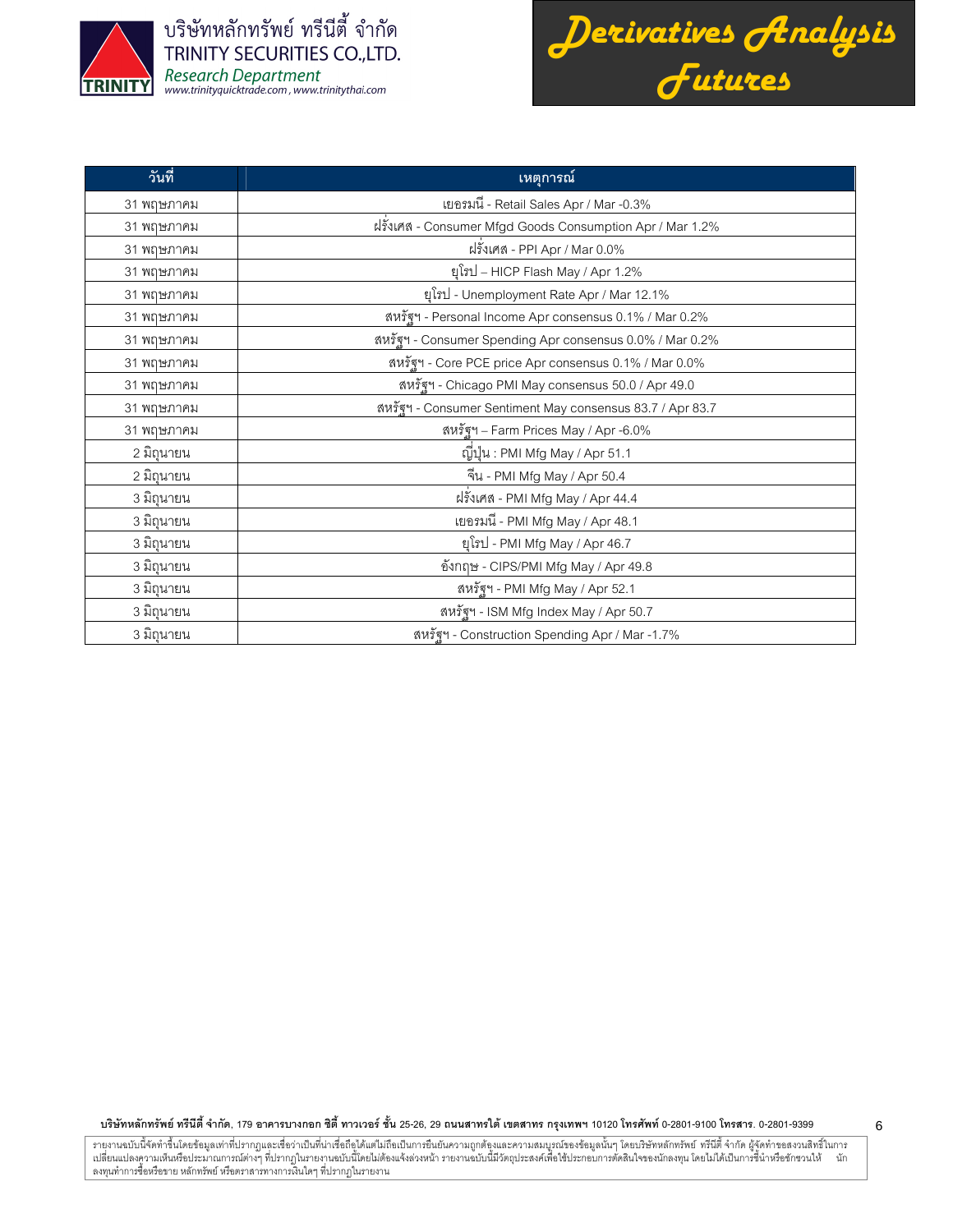| วันที่ | เหตุการณ์ |
|---|---|
| 31 พฤษภาคม | เยอรมนี - Retail Sales Apr / Mar -0.3% |
| 31 พฤษภาคม | ฝรั่งเศส - Consumer Mfgd Goods Consumption Apr / Mar 1.2% |
| 31 พฤษภาคม | ฝรั่งเศส - PPI Apr / Mar 0.0% |
| 31 พฤษภาคม | ยุโรป – HICP Flash May / Apr 1.2% |
| 31 พฤษภาคม | ยุโรป - Unemployment Rate Apr / Mar 12.1% |
| 31 พฤษภาคม | สหรัฐฯ - Personal Income Apr consensus 0.1% / Mar 0.2% |
| 31 พฤษภาคม | สหรัฐฯ - Consumer Spending Apr consensus 0.0% / Mar 0.2% |
| 31 พฤษภาคม | สหรัฐฯ - Core PCE price Apr consensus 0.1% / Mar 0.0% |
| 31 พฤษภาคม | สหรัฐฯ - Chicago PMI May consensus 50.0 / Apr 49.0 |
| 31 พฤษภาคม | สหรัฐฯ - Consumer Sentiment May consensus 83.7 / Apr 83.7 |
| 31 พฤษภาคม | สหรัฐฯ – Farm Prices May / Apr -6.0% |
| 2 มิถุนายน | ญี่ปุ่น : PMI Mfg May / Apr 51.1 |
| 2 มิถุนายน | จีน - PMI Mfg May / Apr 50.4 |
| 3 มิถุนายน | ฝรั่งเศส - PMI Mfg May / Apr 44.4 |
| 3 มิถุนายน | เยอรมนี - PMI Mfg May / Apr 48.1 |
| 3 มิถุนายน | ยุโรป - PMI Mfg May / Apr 46.7 |
| 3 มิถุนายน | อังกฤษ - CIPS/PMI Mfg May / Apr 49.8 |
| 3 มิถุนายน | สหรัฐฯ - PMI Mfg May / Apr 52.1 |
| 3 มิถุนายน | สหรัฐฯ - ISM Mfg Index May / Apr 50.7 |
| 3 มิถุนายน | สหรัฐฯ - Construction Spending Apr / Mar -1.7% |

รายงานฉบับนี้จัดทำขึ้นโดยข้อมูลเท่าที่ปรากฏและเชื่อว่าเป็นที่น่าเชื่อถือได้แต่ไม่ถือเป็นการยืนยันความถูกต้องและความสมบูรณ์ของข้อมูลนั้นๆ โดยบริษัทหลักทรัพย์ ทรีนีตี้ จำกัด ผู้จัดทำขอสงวนสิทธิ์ในการเปลี่ยนแปลงความเห็นหรือประมาณการณ์ต่างๆ ที่ปรากฏในรายงานฉบับนี้โดยไม่ต้องแจ้งล่วงหน้า รายงานฉบับนี้มีวัตถุประสงค์เพื่อใช้ประกอบการตัดสินใจของนักลงทุน โดยไม่ได้เป็นการชี้นำหรือชักชวนให้ นักลงทุนทำการซื้อหรือขาย หลักทรัพย์ หรือตราสารทางการเงินใดๆ ที่ปรากฏในรายงาน